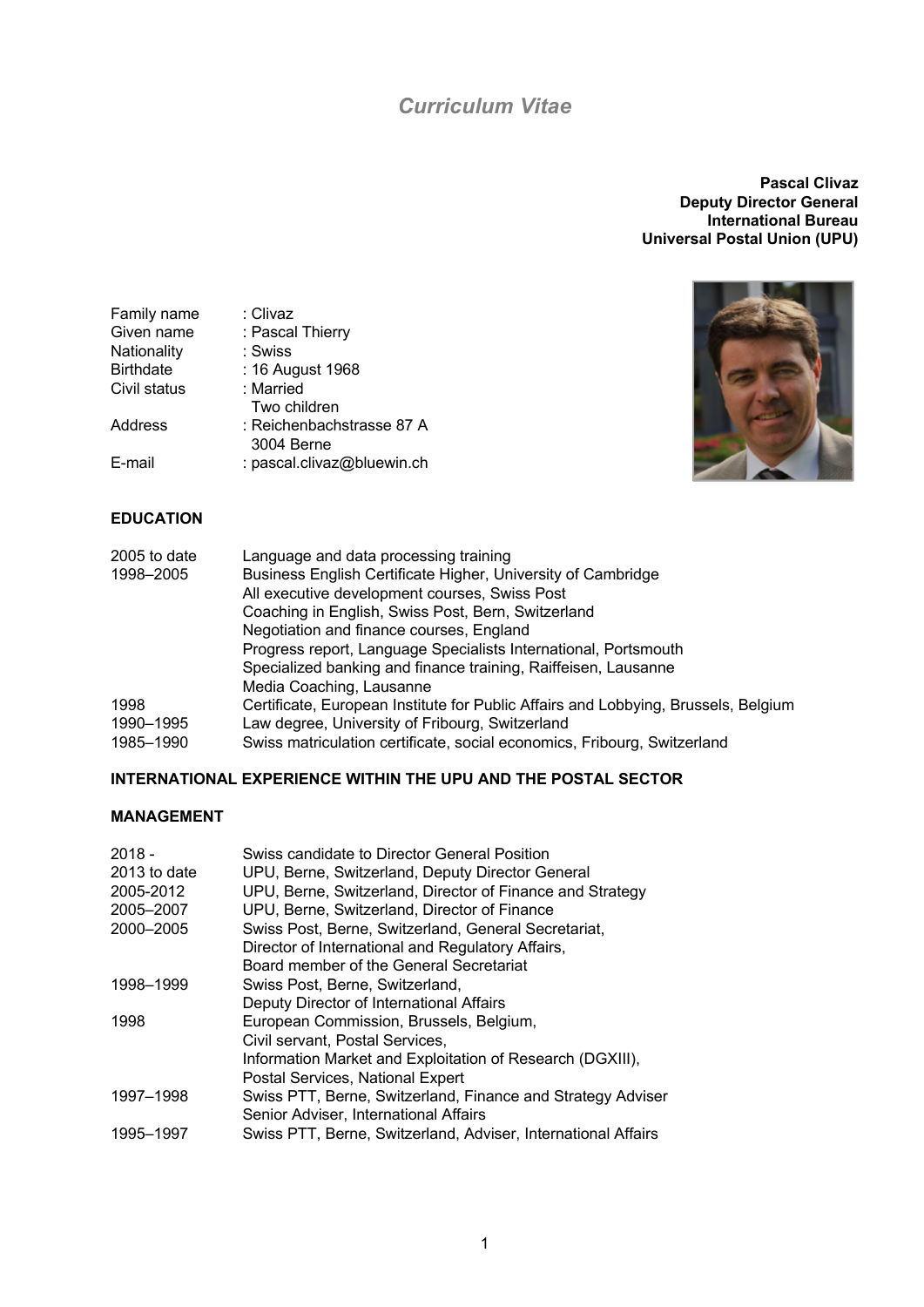# *Curriculum Vitae*

**Pascal Clivaz**
**Deputy Director General**
**International Bureau**
**Universal Postal Union (UPU)**

| | |
|---|---|
| Family name | : Clivaz |
| Given name | : Pascal Thierry |
| Nationality | : Swiss |
| Birthdate | : 16 August 1968 |
| Civil status | : Married<br>Two children |
| Address | : Reichenbachstrasse 87 A<br>3004 Berne |
| E-mail | : pascal.clivaz@bluewin.ch |

## EDUCATION

| | |
|---|---|
| 2005 to date | Language and data processing training |
| 1998–2005 | Business English Certificate Higher, University of Cambridge<br>All executive development courses, Swiss Post<br>Coaching in English, Swiss Post, Bern, Switzerland<br>Negotiation and finance courses, England<br>Progress report, Language Specialists International, Portsmouth<br>Specialized banking and finance training, Raiffeisen, Lausanne<br>Media Coaching, Lausanne |
| 1998 | Certificate, European Institute for Public Affairs and Lobbying, Brussels, Belgium |
| 1990–1995 | Law degree, University of Fribourg, Switzerland |
| 1985–1990 | Swiss matriculation certificate, social economics, Fribourg, Switzerland |

## INTERNATIONAL EXPERIENCE WITHIN THE UPU AND THE POSTAL SECTOR

### MANAGEMENT

| | |
|---|---|
| 2018 - | Swiss candidate to Director General Position |
| 2013 to date | UPU, Berne, Switzerland, Deputy Director General |
| 2005-2012 | UPU, Berne, Switzerland, Director of Finance and Strategy |
| 2005–2007 | UPU, Berne, Switzerland, Director of Finance |
| 2000–2005 | Swiss Post, Berne, Switzerland, General Secretariat,<br>Director of International and Regulatory Affairs,<br>Board member of the General Secretariat |
| 1998–1999 | Swiss Post, Berne, Switzerland,<br>Deputy Director of International Affairs |
| 1998 | European Commission, Brussels, Belgium,<br>Civil servant, Postal Services,<br>Information Market and Exploitation of Research (DGXIII),<br>Postal Services, National Expert |
| 1997–1998 | Swiss PTT, Berne, Switzerland, Finance and Strategy Adviser<br>Senior Adviser, International Affairs |
| 1995–1997 | Swiss PTT, Berne, Switzerland, Adviser, International Affairs |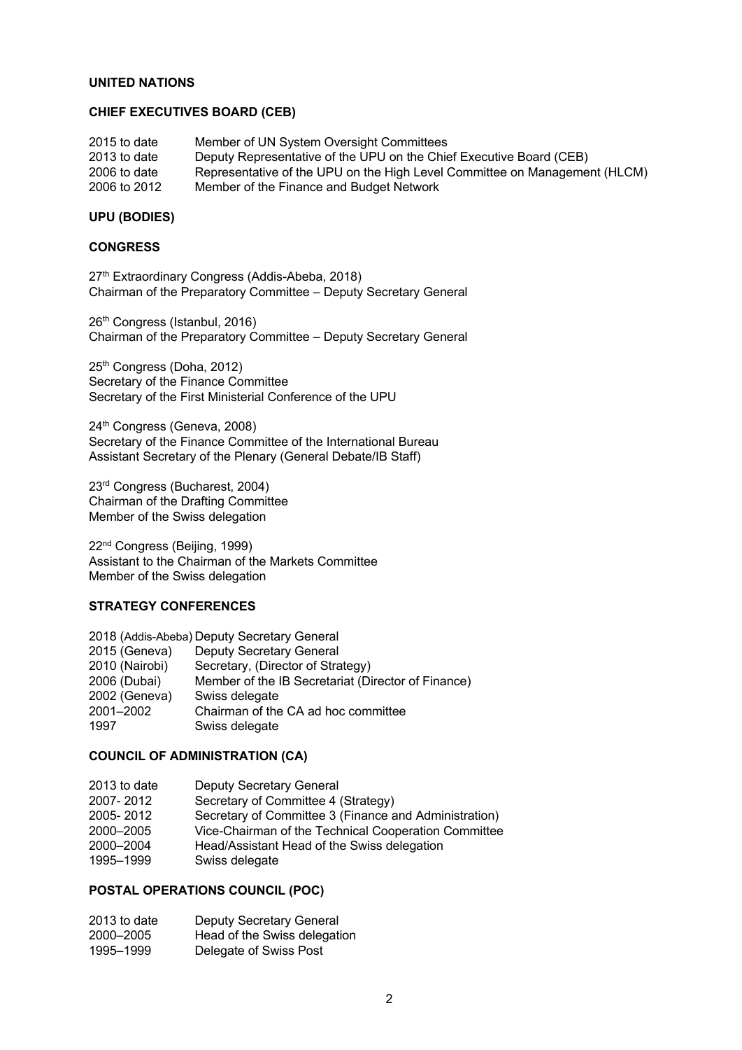**UNITED NATIONS**

**CHIEF EXECUTIVES BOARD (CEB)**

| | |
|---|---|
| 2015 to date | Member of UN System Oversight Committees |
| 2013 to date | Deputy Representative of the UPU on the Chief Executive Board (CEB) |
| 2006 to date | Representative of the UPU on the High Level Committee on Management (HLCM) |
| 2006 to 2012 | Member of the Finance and Budget Network |

**UPU (BODIES)**

**CONGRESS**

27th Extraordinary Congress (Addis-Abeba, 2018)
Chairman of the Preparatory Committee – Deputy Secretary General

26th Congress (Istanbul, 2016)
Chairman of the Preparatory Committee – Deputy Secretary General

25th Congress (Doha, 2012)
Secretary of the Finance Committee
Secretary of the First Ministerial Conference of the UPU

24th Congress (Geneva, 2008)
Secretary of the Finance Committee of the International Bureau
Assistant Secretary of the Plenary (General Debate/IB Staff)

23rd Congress (Bucharest, 2004)
Chairman of the Drafting Committee
Member of the Swiss delegation

22nd Congress (Beijing, 1999)
Assistant to the Chairman of the Markets Committee
Member of the Swiss delegation

**STRATEGY CONFERENCES**

| | |
|---|---|
| 2018 (Addis-Abeba) | Deputy Secretary General |
| 2015 (Geneva) | Deputy Secretary General |
| 2010 (Nairobi) | Secretary, (Director of Strategy) |
| 2006 (Dubai) | Member of the IB Secretariat (Director of Finance) |
| 2002 (Geneva) | Swiss delegate |
| 2001–2002 | Chairman of the CA ad hoc committee |
| 1997 | Swiss delegate |

**COUNCIL OF ADMINISTRATION (CA)**

| | |
|---|---|
| 2013 to date | Deputy Secretary General |
| 2007- 2012 | Secretary of Committee 4 (Strategy) |
| 2005- 2012 | Secretary of Committee 3 (Finance and Administration) |
| 2000–2005 | Vice-Chairman of the Technical Cooperation Committee |
| 2000–2004 | Head/Assistant Head of the Swiss delegation |
| 1995–1999 | Swiss delegate |

**POSTAL OPERATIONS COUNCIL (POC)**

| | |
|---|---|
| 2013 to date | Deputy Secretary General |
| 2000–2005 | Head of the Swiss delegation |
| 1995–1999 | Delegate of Swiss Post |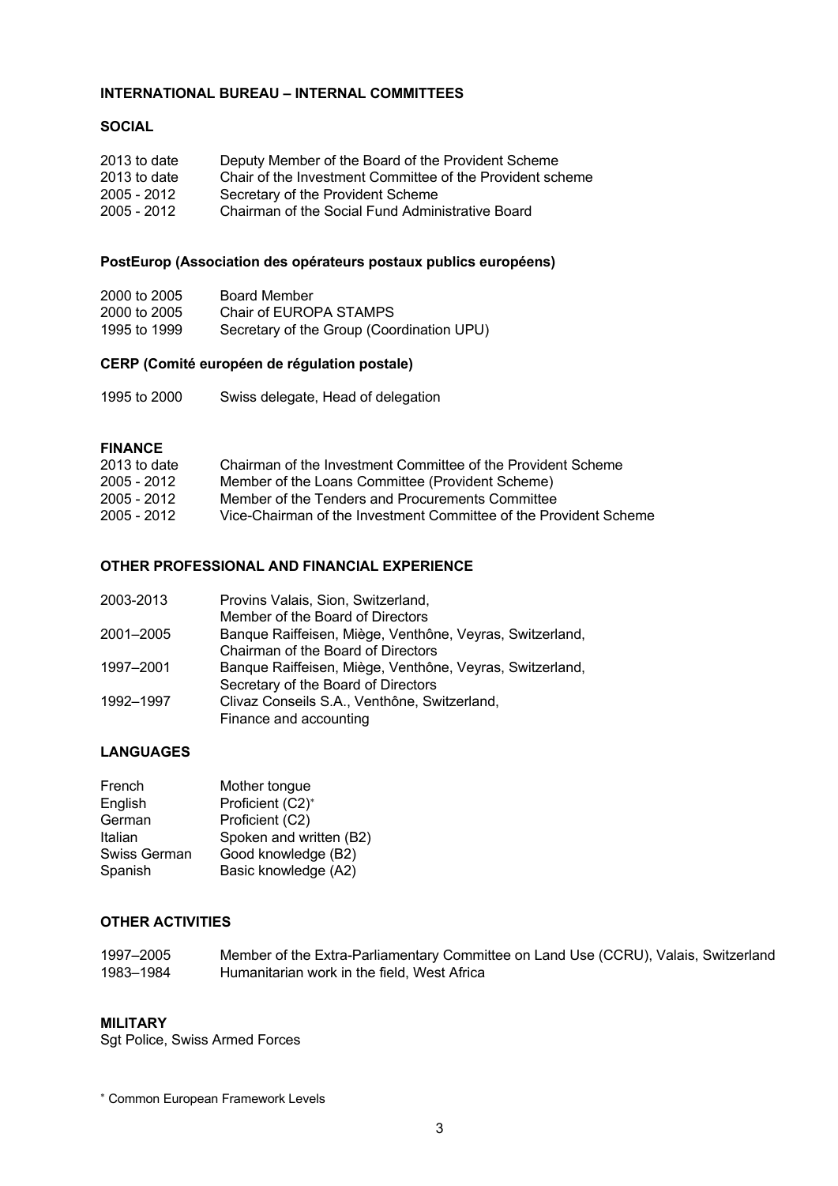## INTERNATIONAL BUREAU – INTERNAL COMMITTEES

### SOCIAL

| | |
|---|---|
| 2013 to date | Deputy Member of the Board of the Provident Scheme |
| 2013 to date | Chair of the Investment Committee of the Provident scheme |
| 2005 - 2012 | Secretary of the Provident Scheme |
| 2005 - 2012 | Chairman of the Social Fund Administrative Board |

### PostEurop (Association des opérateurs postaux publics européens)

| | |
|---|---|
| 2000 to 2005 | Board Member |
| 2000 to 2005 | Chair of EUROPA STAMPS |
| 1995 to 1999 | Secretary of the Group (Coordination UPU) |

### CERP (Comité européen de régulation postale)

| | |
|---|---|
| 1995 to 2000 | Swiss delegate, Head of delegation |

### FINANCE

| | |
|---|---|
| 2013 to date | Chairman of the Investment Committee of the Provident Scheme |
| 2005 - 2012 | Member of the Loans Committee (Provident Scheme) |
| 2005 - 2012 | Member of the Tenders and Procurements Committee |
| 2005 - 2012 | Vice-Chairman of the Investment Committee of the Provident Scheme |

## OTHER PROFESSIONAL AND FINANCIAL EXPERIENCE

| | |
|---|---|
| 2003-2013 | Provins Valais, Sion, Switzerland, Member of the Board of Directors |
| 2001–2005 | Banque Raiffeisen, Miège, Venthône, Veyras, Switzerland, Chairman of the Board of Directors |
| 1997–2001 | Banque Raiffeisen, Miège, Venthône, Veyras, Switzerland, Secretary of the Board of Directors |
| 1992–1997 | Clivaz Conseils S.A., Venthône, Switzerland, Finance and accounting |

## LANGUAGES

| | |
|---|---|
| French | Mother tongue |
| English | Proficient (C2)* |
| German | Proficient (C2) |
| Italian | Spoken and written (B2) |
| Swiss German | Good knowledge (B2) |
| Spanish | Basic knowledge (A2) |

## OTHER ACTIVITIES

| | |
|---|---|
| 1997–2005 | Member of the Extra-Parliamentary Committee on Land Use (CCRU), Valais, Switzerland |
| 1983–1984 | Humanitarian work in the field, West Africa |

## MILITARY

Sgt Police, Swiss Armed Forces

* Common European Framework Levels